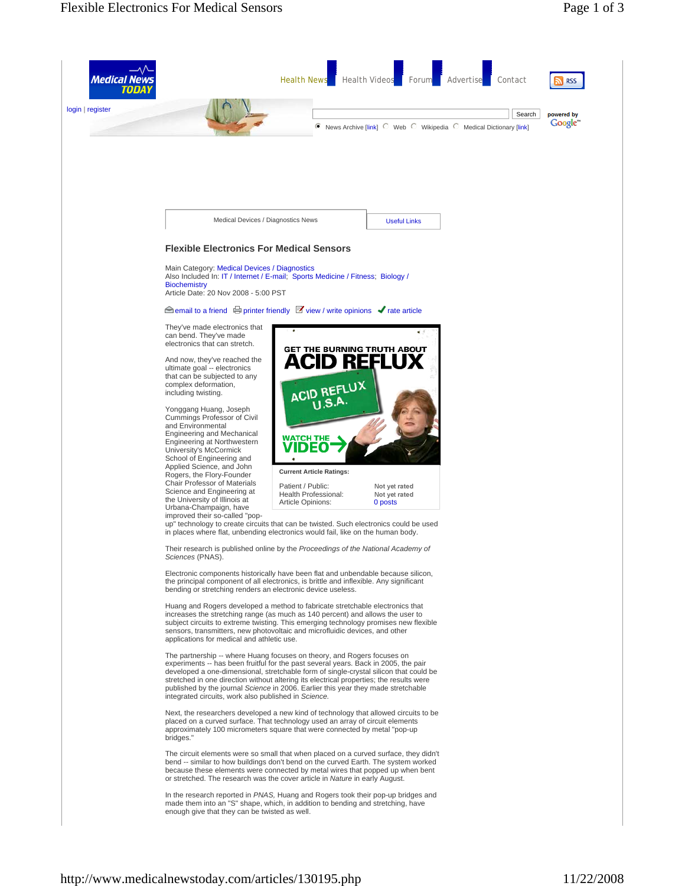Medical News TODAY

Health News | Health Videos | Forum | Advertise | Contact

login | register

Medical Devices / Diagnostics News | Useful Links

## Flexible Electronics For Medical Sensors

Main Category: Medical Devices / Diagnostics
Also Included In: IT / Internet / E-mail; Sports Medicine / Fitness; Biology / Biochemistry
Article Date: 20 Nov 2008 - 5:00 PST

email to a friend | printer friendly | view / write opinions | rate article

**Current Article Ratings:**

| | |
|---|---|
| Patient / Public: | Not yet rated |
| Health Professional: | Not yet rated |
| Article Opinions: | 0 posts |

They've made electronics that can bend. They've made electronics that can stretch.

And now, they've reached the ultimate goal -- electronics that can be subjected to any complex deformation, including twisting.

Yonggang Huang, Joseph Cummings Professor of Civil and Environmental Engineering and Mechanical Engineering at Northwestern University's McCormick School of Engineering and Applied Science, and John Rogers, the Flory-Founder Chair Professor of Materials Science and Engineering at the University of Illinois at Urbana-Champaign, have improved their so-called "pop-up" technology to create circuits that can be twisted. Such electronics could be used in places where flat, unbending electronics would fail, like on the human body.

Their research is published online by the *Proceedings of the National Academy of Sciences* (PNAS).

Electronic components historically have been flat and unbendable because silicon, the principal component of all electronics, is brittle and inflexible. Any significant bending or stretching renders an electronic device useless.

Huang and Rogers developed a method to fabricate stretchable electronics that increases the stretching range (as much as 140 percent) and allows the user to subject circuits to extreme twisting. This emerging technology promises new flexible sensors, transmitters, new photovoltaic and microfluidic devices, and other applications for medical and athletic use.

The partnership -- where Huang focuses on theory, and Rogers focuses on experiments -- has been fruitful for the past several years. Back in 2005, the pair developed a one-dimensional, stretchable form of single-crystal silicon that could be stretched in one direction without altering its electrical properties; the results were published by the journal *Science* in 2006. Earlier this year they made stretchable integrated circuits, work also published in *Science.*

Next, the researchers developed a new kind of technology that allowed circuits to be placed on a curved surface. That technology used an array of circuit elements approximately 100 micrometers square that were connected by metal "pop-up bridges."

The circuit elements were so small that when placed on a curved surface, they didn't bend -- similar to how buildings don't bend on the curved Earth. The system worked because these elements were connected by metal wires that popped up when bent or stretched. The research was the cover article in *Nature* in early August.

In the research reported in *PNAS,* Huang and Rogers took their pop-up bridges and made them into an "S" shape, which, in addition to bending and stretching, have enough give that they can be twisted as well.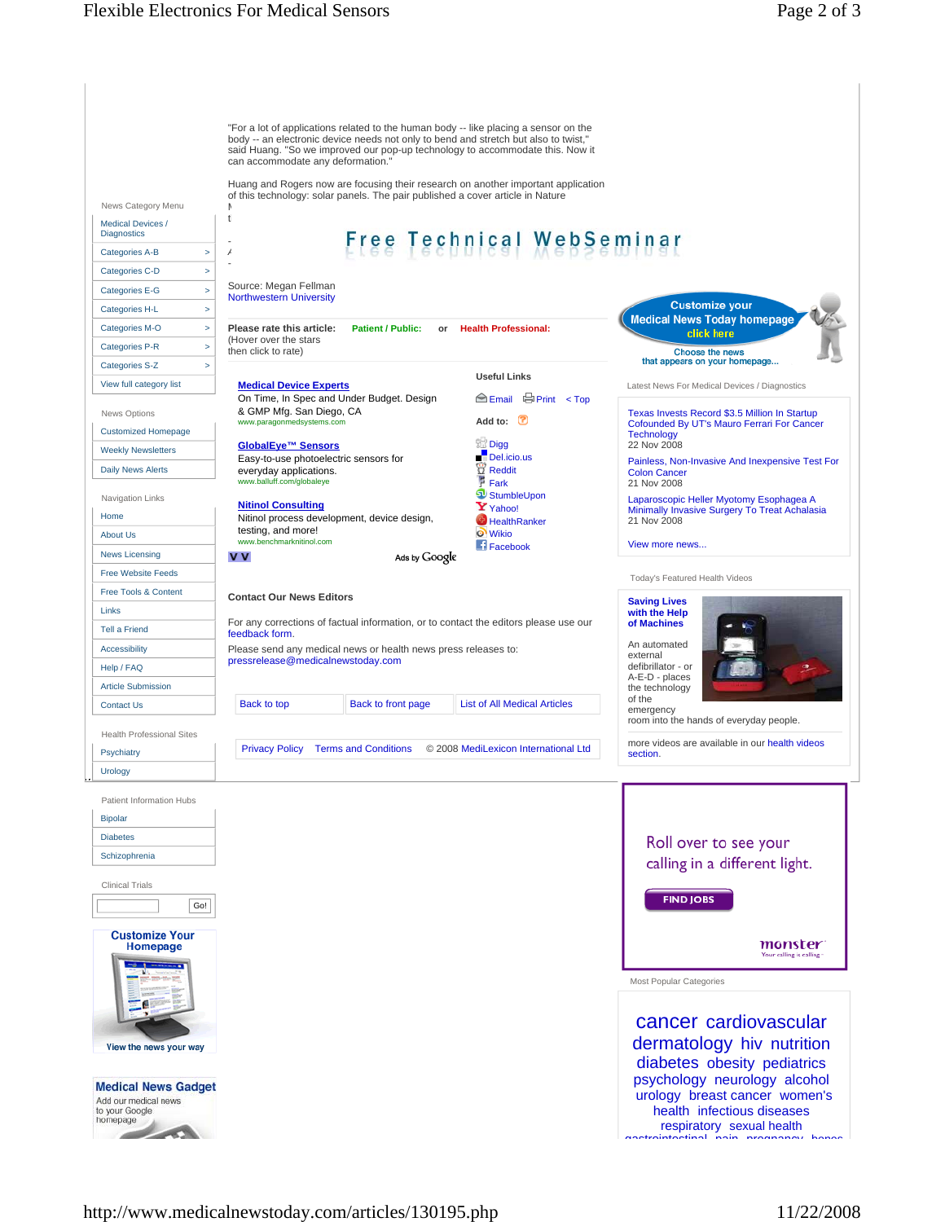"For a lot of applications related to the human body -- like placing a sensor on the body -- an electronic device needs not only to bend and stretch but also to twist," said Huang. "So we improved our pop-up technology to accommodate this. Now it can accommodate any deformation."

Huang and Rogers now are focusing their research on another important application of this technology: solar panels. The pair published a cover article in Nature

Source: Megan Fellman
Northwestern University

**Please rate this article:** **Patient / Public:** or **Health Professional:**
(Hover over the stars then click to rate)

**Medical Device Experts**
On Time, In Spec and Under Budget. Design & GMP Mfg. San Diego, CA
www.paragonmedsystems.com

**GlobalEye™ Sensors**
Easy-to-use photoelectric sensors for everyday applications.
www.balluff.com/globaleye

**Nitinol Consulting**
Nitinol process development, device design, testing, and more!
www.benchmarknitinol.com

Ads by Google

**Useful Links**

Email | Print | < Top

**Add to:**

- Digg
- Del.icio.us
- Reddit
- Fark
- StumbleUpon
- Yahoo!
- HealthRanker
- Wikio
- Facebook

**Contact Our News Editors**

For any corrections of factual information, or to contact the editors please use our feedback form.

Please send any medical news or health news press releases to: pressrelease@medicalnewstoday.com

Back to top | Back to front page | List of All Medical Articles

Privacy Policy | Terms and Conditions | © 2008 MediLexicon International Ltd

News Category Menu

- Medical Devices / Diagnostics
- Categories A-B
- Categories C-D
- Categories E-G
- Categories H-L
- Categories M-O
- Categories P-R
- Categories S-Z
- View full category list

News Options

- Customized Homepage
- Weekly Newsletters
- Daily News Alerts

Navigation Links

- Home
- About Us
- News Licensing
- Free Website Feeds
- Free Tools & Content
- Links
- Tell a Friend
- Accessibility
- Help / FAQ
- Article Submission
- Contact Us

Health Professional Sites

- Psychiatry
- Urology

Patient Information Hubs

- Bipolar
- Diabetes
- Schizophrenia

Clinical Trials

Go!

Customize Your Homepage
View the news your way

**Medical News Gadget**
Add our medical news to your Google homepage

Customize your Medical News Today homepage click here
Choose the news that appears on your homepage...

Latest News For Medical Devices / Diagnostics

- Texas Invests Record $3.5 Million In Startup Cofounded By UT's Mauro Ferrari For Cancer Technology
  22 Nov 2008
- Painless, Non-Invasive And Inexpensive Test For Colon Cancer
  21 Nov 2008
- Laparoscopic Heller Myotomy Esophagea A Minimally Invasive Surgery To Treat Achalasia
  21 Nov 2008

View more news...

Today's Featured Health Videos

**Saving Lives with the Help of Machines**
An automated external defibrillator - or A-E-D - places the technology of the emergency room into the hands of everyday people.

more videos are available in our health videos section.

Roll over to see your calling in a different light.
FIND JOBS
monster
Your calling is calling

Most Popular Categories

cancer cardiovascular dermatology hiv nutrition diabetes obesity pediatrics psychology neurology alcohol urology breast cancer women's health infectious diseases respiratory sexual health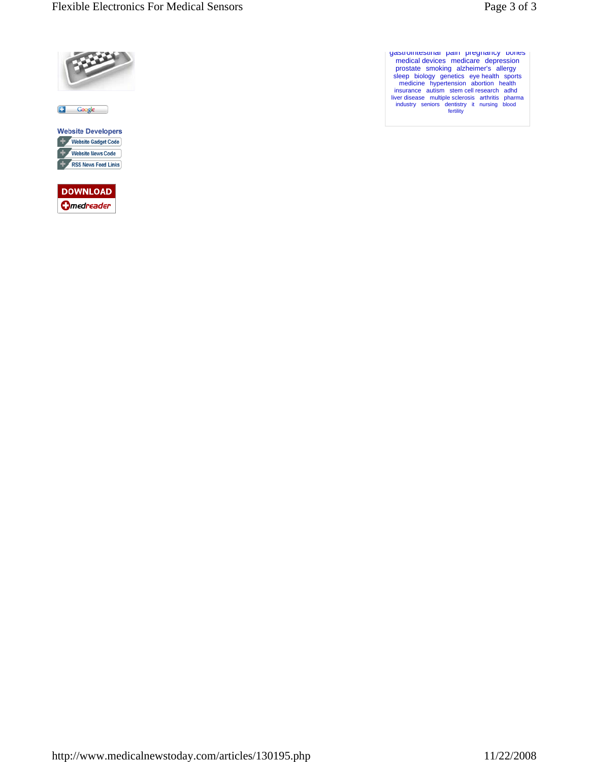Google

**Website Developers**

Website Gadget Code

Website News Code

RSS News Feed Links

DOWNLOAD

medreader

gastrointestinal pain pregnancy bones medical devices medicare depression prostate smoking alzheimer's allergy sleep biology genetics eye health sports medicine hypertension abortion health insurance autism stem cell research adhd liver disease multiple sclerosis arthritis pharma industry seniors dentistry it nursing blood fertility